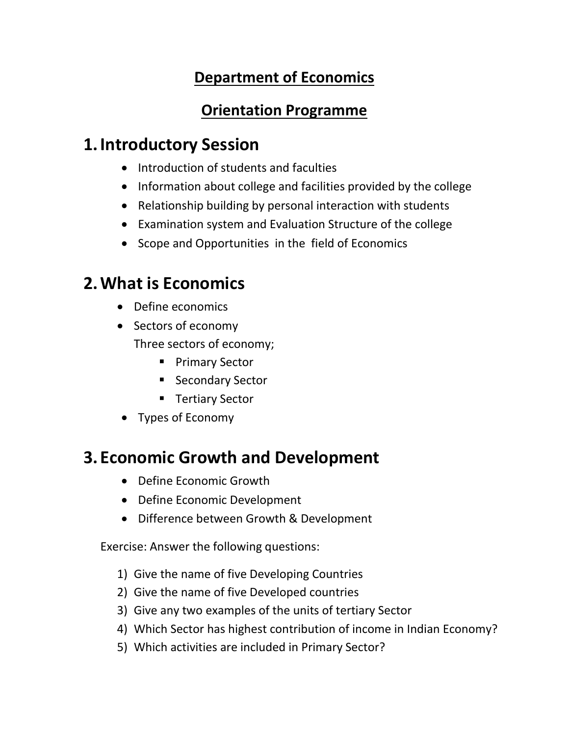# Department of Economics

## Orientation Programme

## 1. Introductory Session

- Introduction of students and faculties
- Information about college and facilities provided by the college
- Relationship building by personal interaction with students
- Examination system and Evaluation Structure of the college
- Scope and Opportunities in the field of Economics

## 2. What is Economics

- Define economics
- Sectors of economy
  Three sectors of economy;
  - Primary Sector
  - Secondary Sector
  - Tertiary Sector
- Types of Economy

## 3. Economic Growth and Development

- Define Economic Growth
- Define Economic Development
- Difference between Growth & Development

Exercise: Answer the following questions:

1) Give the name of five Developing Countries
2) Give the name of five Developed countries
3) Give any two examples of the units of tertiary Sector
4) Which Sector has highest contribution of income in Indian Economy?
5) Which activities are included in Primary Sector?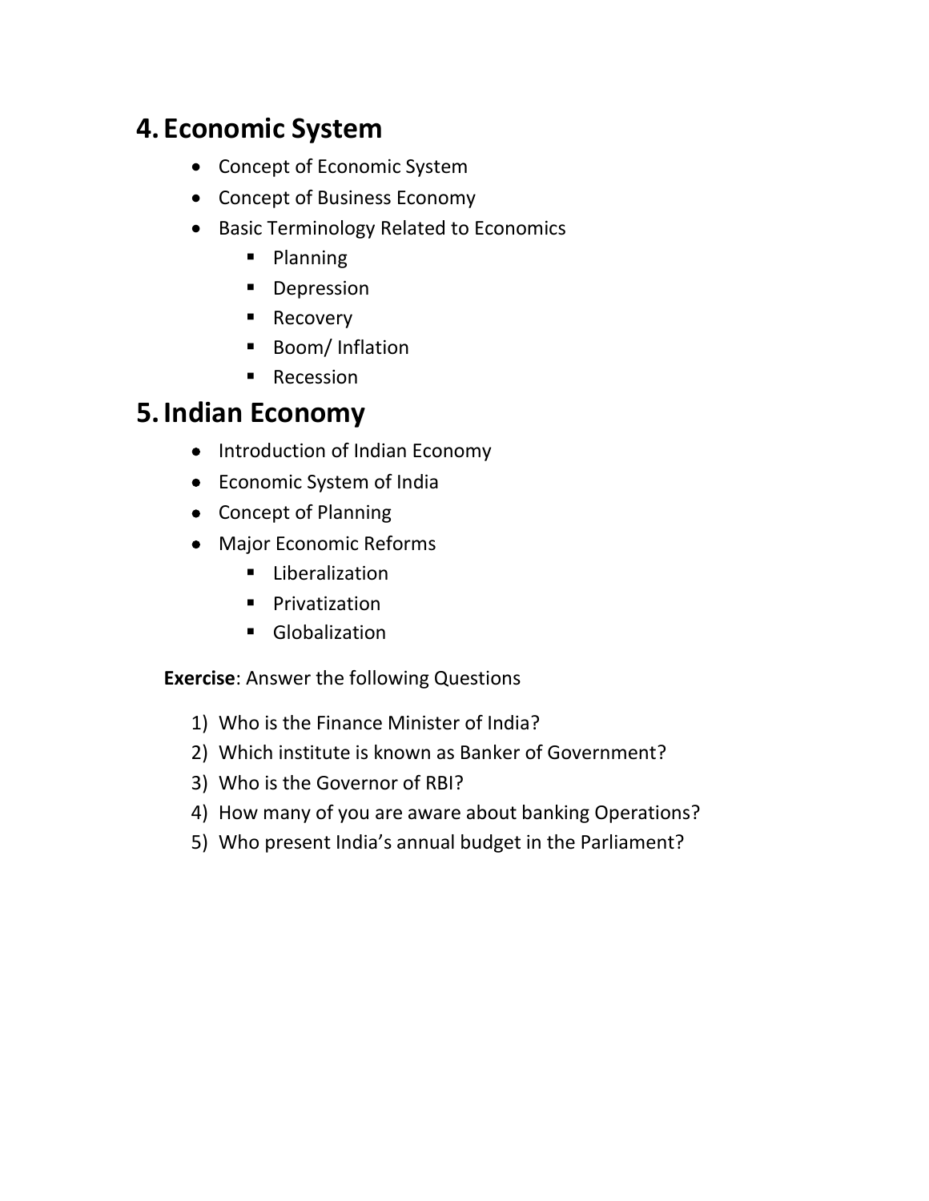# 4. Economic System

- Concept of Economic System
- Concept of Business Economy
- Basic Terminology Related to Economics
    - Planning
    - Depression
    - Recovery
    - Boom/ Inflation
    - Recession

# 5. Indian Economy

- Introduction of Indian Economy
- Economic System of India
- Concept of Planning
- Major Economic Reforms
    - Liberalization
    - Privatization
    - Globalization

**Exercise**: Answer the following Questions

1) Who is the Finance Minister of India?
2) Which institute is known as Banker of Government?
3) Who is the Governor of RBI?
4) How many of you are aware about banking Operations?
5) Who present India's annual budget in the Parliament?